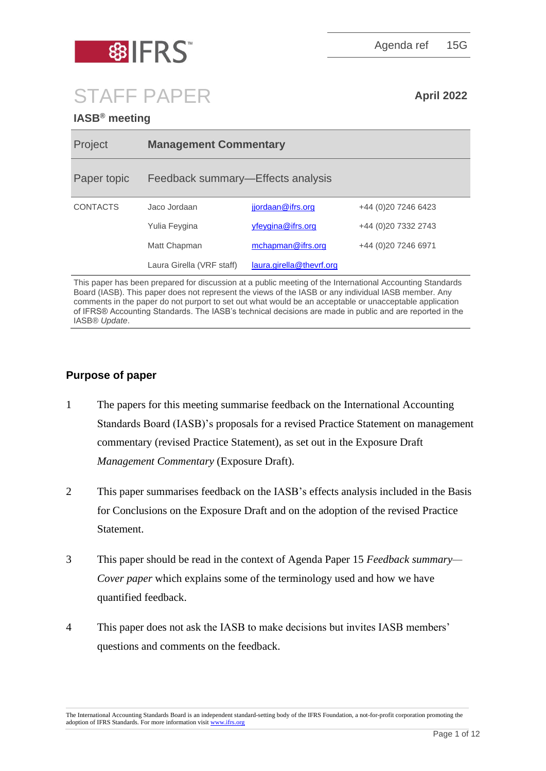IFRS™

Agenda ref 15G

# STAFF PAPER

**April 2022**

**IASB® meeting**

| Project | **Management Commentary** | |
|---|---|---|
| Paper topic | Feedback summary—Effects analysis | |

| CONTACTS | Jaco Jordaan | jjordaan@ifrs.org | +44 (0)20 7246 6423 |
|---|---|---|---|
| | Yulia Feygina | yfeygina@ifrs.org | +44 (0)20 7332 2743 |
| | Matt Chapman | mchapman@ifrs.org | +44 (0)20 7246 6971 |
| | Laura Girella (VRF staff) | laura.girella@thevrf.org | |

This paper has been prepared for discussion at a public meeting of the International Accounting Standards Board (IASB). This paper does not represent the views of the IASB or any individual IASB member. Any comments in the paper do not purport to set out what would be an acceptable or unacceptable application of IFRS® Accounting Standards. The IASB's technical decisions are made in public and are reported in the IASB® *Update*.

## Purpose of paper

1 The papers for this meeting summarise feedback on the International Accounting Standards Board (IASB)'s proposals for a revised Practice Statement on management commentary (revised Practice Statement), as set out in the Exposure Draft *Management Commentary* (Exposure Draft).

2 This paper summarises feedback on the IASB's effects analysis included in the Basis for Conclusions on the Exposure Draft and on the adoption of the revised Practice Statement.

3 This paper should be read in the context of Agenda Paper 15 *Feedback summary—Cover paper* which explains some of the terminology used and how we have quantified feedback.

4 This paper does not ask the IASB to make decisions but invites IASB members' questions and comments on the feedback.

The International Accounting Standards Board is an independent standard-setting body of the IFRS Foundation, a not-for-profit corporation promoting the adoption of IFRS Standards. For more information visit www.ifrs.org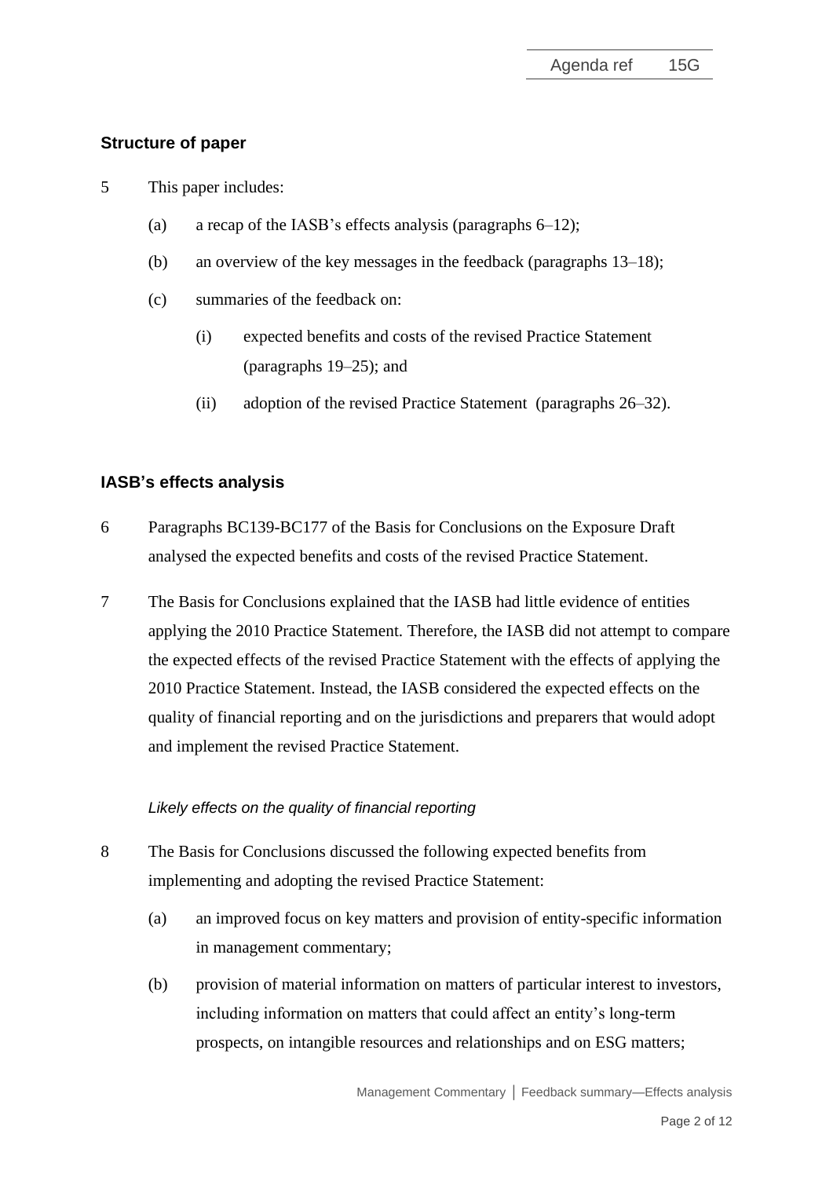## Structure of paper

5 This paper includes:

(a) a recap of the IASB's effects analysis (paragraphs 6–12);

(b) an overview of the key messages in the feedback (paragraphs 13–18);

(c) summaries of the feedback on:

(i) expected benefits and costs of the revised Practice Statement (paragraphs 19–25); and

(ii) adoption of the revised Practice Statement (paragraphs 26–32).

## IASB's effects analysis

6 Paragraphs BC139-BC177 of the Basis for Conclusions on the Exposure Draft analysed the expected benefits and costs of the revised Practice Statement.

7 The Basis for Conclusions explained that the IASB had little evidence of entities applying the 2010 Practice Statement. Therefore, the IASB did not attempt to compare the expected effects of the revised Practice Statement with the effects of applying the 2010 Practice Statement. Instead, the IASB considered the expected effects on the quality of financial reporting and on the jurisdictions and preparers that would adopt and implement the revised Practice Statement.

*Likely effects on the quality of financial reporting*

8 The Basis for Conclusions discussed the following expected benefits from implementing and adopting the revised Practice Statement:

(a) an improved focus on key matters and provision of entity-specific information in management commentary;

(b) provision of material information on matters of particular interest to investors, including information on matters that could affect an entity's long-term prospects, on intangible resources and relationships and on ESG matters;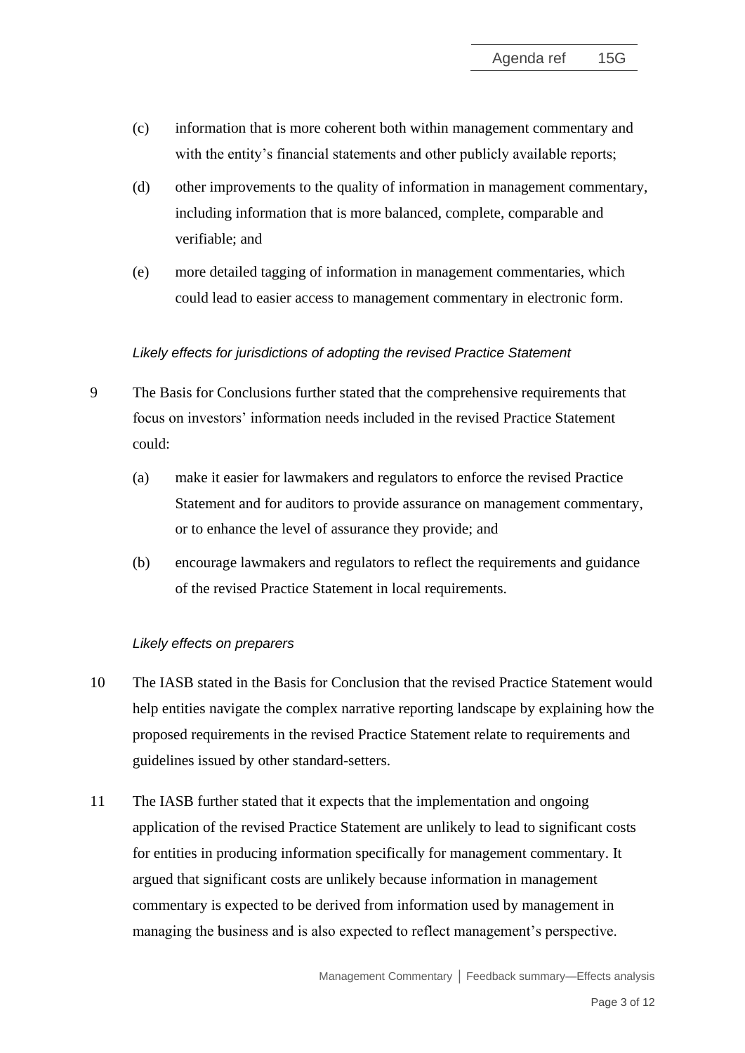(c) information that is more coherent both within management commentary and with the entity's financial statements and other publicly available reports;

(d) other improvements to the quality of information in management commentary, including information that is more balanced, complete, comparable and verifiable; and

(e) more detailed tagging of information in management commentaries, which could lead to easier access to management commentary in electronic form.

*Likely effects for jurisdictions of adopting the revised Practice Statement*

9 The Basis for Conclusions further stated that the comprehensive requirements that focus on investors' information needs included in the revised Practice Statement could:

(a) make it easier for lawmakers and regulators to enforce the revised Practice Statement and for auditors to provide assurance on management commentary, or to enhance the level of assurance they provide; and

(b) encourage lawmakers and regulators to reflect the requirements and guidance of the revised Practice Statement in local requirements.

*Likely effects on preparers*

10 The IASB stated in the Basis for Conclusion that the revised Practice Statement would help entities navigate the complex narrative reporting landscape by explaining how the proposed requirements in the revised Practice Statement relate to requirements and guidelines issued by other standard-setters.

11 The IASB further stated that it expects that the implementation and ongoing application of the revised Practice Statement are unlikely to lead to significant costs for entities in producing information specifically for management commentary. It argued that significant costs are unlikely because information in management commentary is expected to be derived from information used by management in managing the business and is also expected to reflect management's perspective.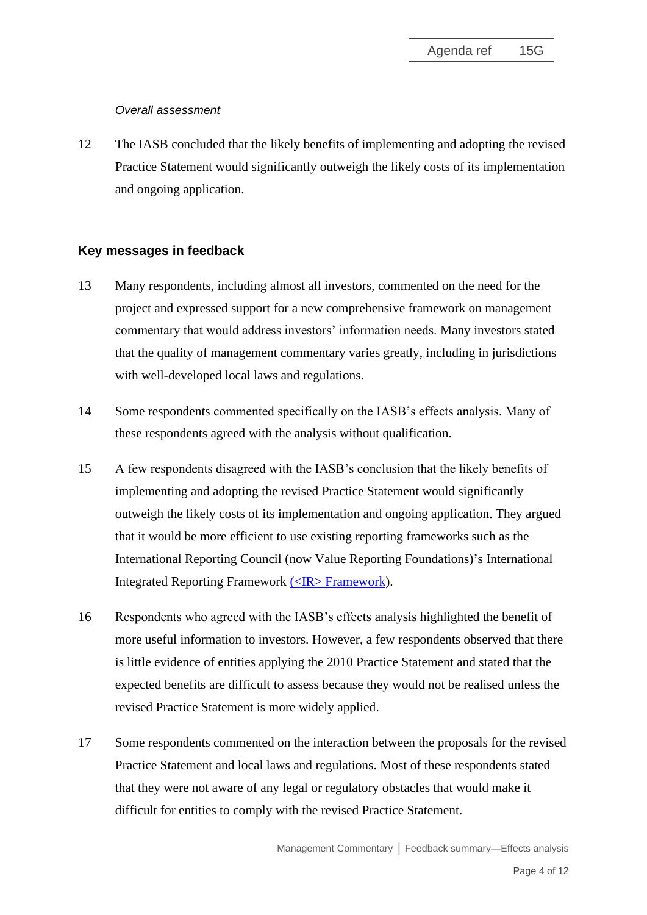*Overall assessment*

12 The IASB concluded that the likely benefits of implementing and adopting the revised Practice Statement would significantly outweigh the likely costs of its implementation and ongoing application.

## Key messages in feedback

13 Many respondents, including almost all investors, commented on the need for the project and expressed support for a new comprehensive framework on management commentary that would address investors' information needs. Many investors stated that the quality of management commentary varies greatly, including in jurisdictions with well-developed local laws and regulations.

14 Some respondents commented specifically on the IASB's effects analysis. Many of these respondents agreed with the analysis without qualification.

15 A few respondents disagreed with the IASB's conclusion that the likely benefits of implementing and adopting the revised Practice Statement would significantly outweigh the likely costs of its implementation and ongoing application. They argued that it would be more efficient to use existing reporting frameworks such as the International Reporting Council (now Value Reporting Foundations)'s International Integrated Reporting Framework (<IR> Framework).

16 Respondents who agreed with the IASB's effects analysis highlighted the benefit of more useful information to investors. However, a few respondents observed that there is little evidence of entities applying the 2010 Practice Statement and stated that the expected benefits are difficult to assess because they would not be realised unless the revised Practice Statement is more widely applied.

17 Some respondents commented on the interaction between the proposals for the revised Practice Statement and local laws and regulations. Most of these respondents stated that they were not aware of any legal or regulatory obstacles that would make it difficult for entities to comply with the revised Practice Statement.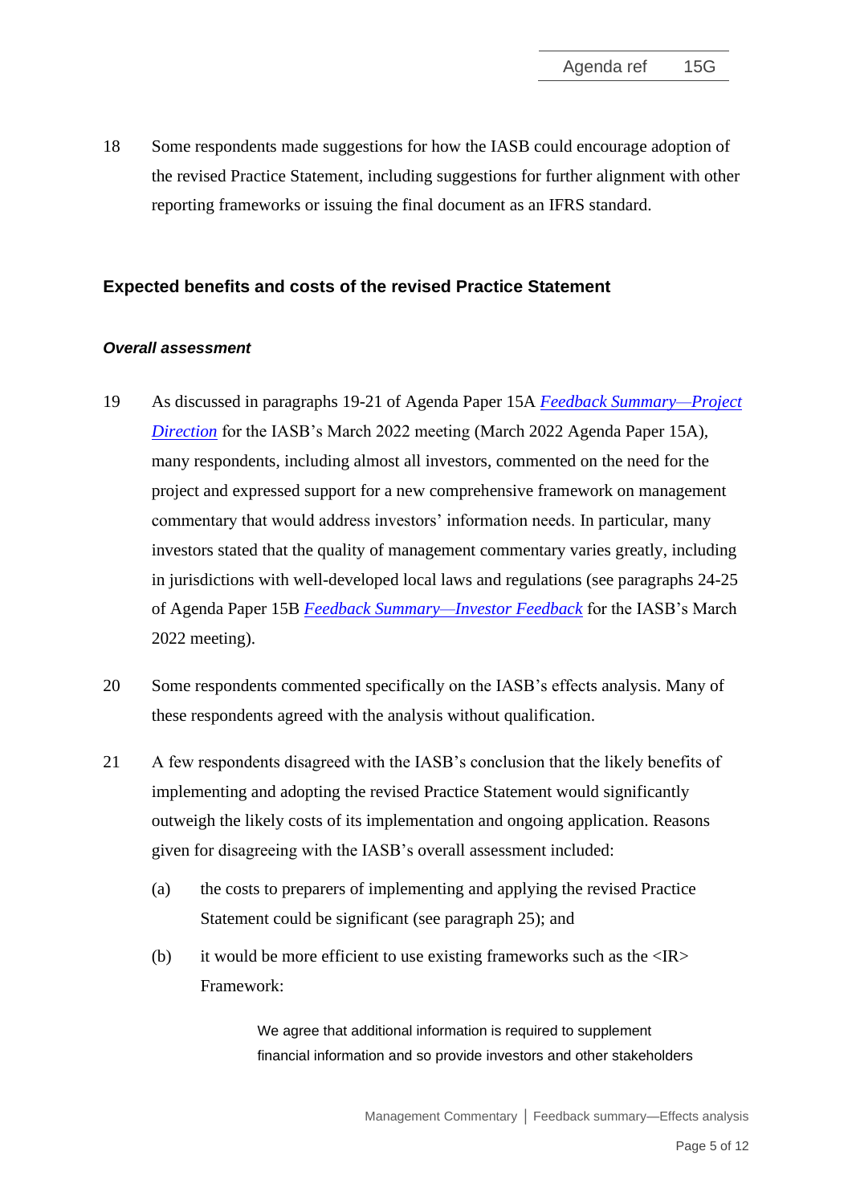18 Some respondents made suggestions for how the IASB could encourage adoption of the revised Practice Statement, including suggestions for further alignment with other reporting frameworks or issuing the final document as an IFRS standard.

## Expected benefits and costs of the revised Practice Statement

### *Overall assessment*

19 As discussed in paragraphs 19-21 of Agenda Paper 15A *Feedback Summary—Project Direction* for the IASB's March 2022 meeting (March 2022 Agenda Paper 15A), many respondents, including almost all investors, commented on the need for the project and expressed support for a new comprehensive framework on management commentary that would address investors' information needs. In particular, many investors stated that the quality of management commentary varies greatly, including in jurisdictions with well-developed local laws and regulations (see paragraphs 24-25 of Agenda Paper 15B *Feedback Summary—Investor Feedback* for the IASB's March 2022 meeting).

20 Some respondents commented specifically on the IASB's effects analysis. Many of these respondents agreed with the analysis without qualification.

21 A few respondents disagreed with the IASB's conclusion that the likely benefits of implementing and adopting the revised Practice Statement would significantly outweigh the likely costs of its implementation and ongoing application. Reasons given for disagreeing with the IASB's overall assessment included:

(a) the costs to preparers of implementing and applying the revised Practice Statement could be significant (see paragraph 25); and

(b) it would be more efficient to use existing frameworks such as the <IR> Framework:

> We agree that additional information is required to supplement financial information and so provide investors and other stakeholders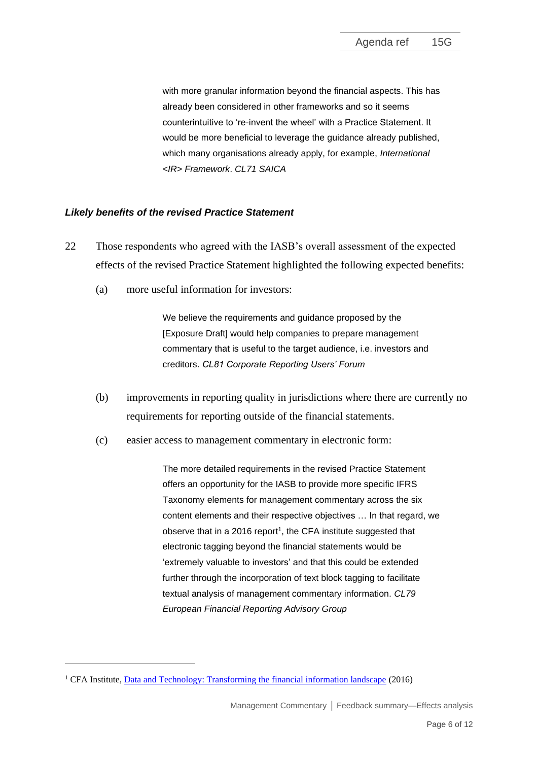> with more granular information beyond the financial aspects. This has already been considered in other frameworks and so it seems counterintuitive to 're-invent the wheel' with a Practice Statement. It would be more beneficial to leverage the guidance already published, which many organisations already apply, for example, *International <IR> Framework*. *CL71 SAICA*

### *Likely benefits of the revised Practice Statement*

22 Those respondents who agreed with the IASB's overall assessment of the expected effects of the revised Practice Statement highlighted the following expected benefits:

(a) more useful information for investors:

> We believe the requirements and guidance proposed by the [Exposure Draft] would help companies to prepare management commentary that is useful to the target audience, i.e. investors and creditors. *CL81 Corporate Reporting Users' Forum*

(b) improvements in reporting quality in jurisdictions where there are currently no requirements for reporting outside of the financial statements.

(c) easier access to management commentary in electronic form:

> The more detailed requirements in the revised Practice Statement offers an opportunity for the IASB to provide more specific IFRS Taxonomy elements for management commentary across the six content elements and their respective objectives … In that regard, we observe that in a 2016 report[1], the CFA institute suggested that electronic tagging beyond the financial statements would be 'extremely valuable to investors' and that this could be extended further through the incorporation of text block tagging to facilitate textual analysis of management commentary information. *CL79 European Financial Reporting Advisory Group*

---

[1] CFA Institute, Data and Technology: Transforming the financial information landscape (2016)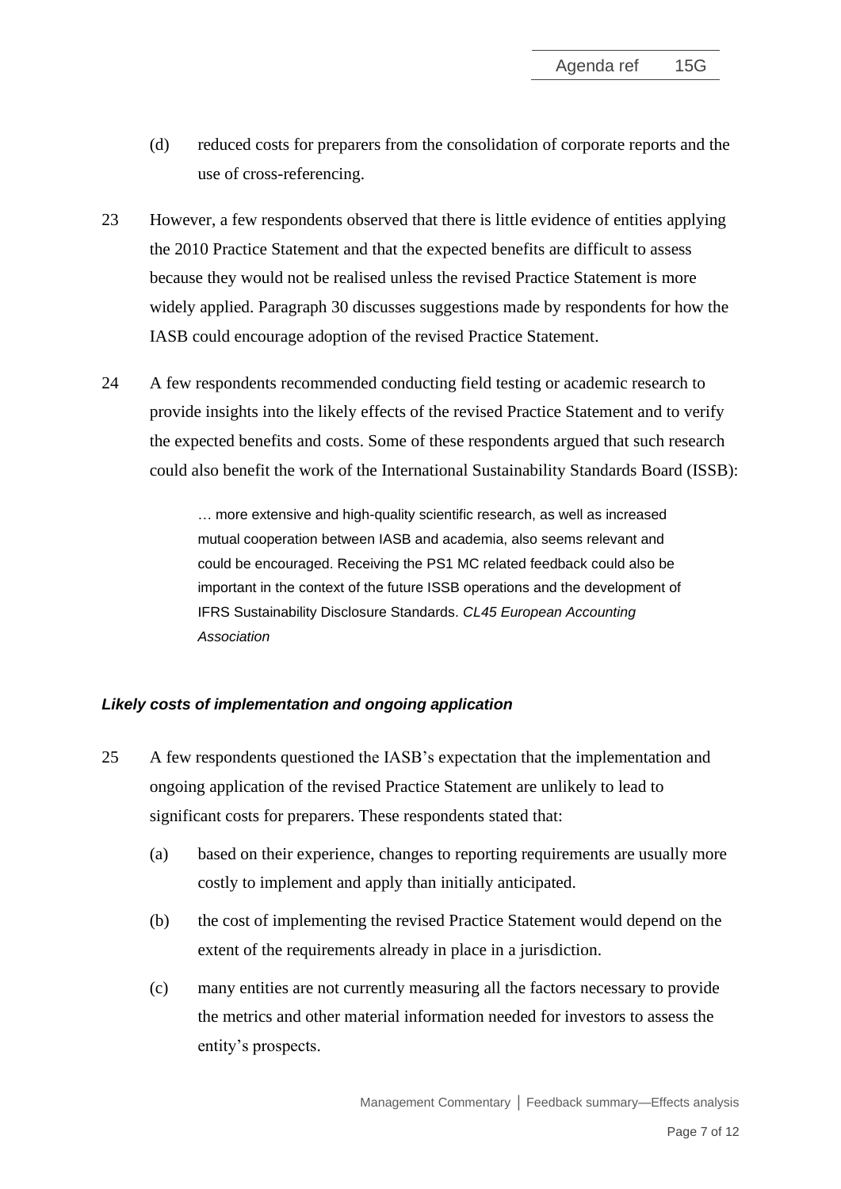(d) reduced costs for preparers from the consolidation of corporate reports and the use of cross-referencing.

23 However, a few respondents observed that there is little evidence of entities applying the 2010 Practice Statement and that the expected benefits are difficult to assess because they would not be realised unless the revised Practice Statement is more widely applied. Paragraph 30 discusses suggestions made by respondents for how the IASB could encourage adoption of the revised Practice Statement.

24 A few respondents recommended conducting field testing or academic research to provide insights into the likely effects of the revised Practice Statement and to verify the expected benefits and costs. Some of these respondents argued that such research could also benefit the work of the International Sustainability Standards Board (ISSB):

> … more extensive and high-quality scientific research, as well as increased mutual cooperation between IASB and academia, also seems relevant and could be encouraged. Receiving the PS1 MC related feedback could also be important in the context of the future ISSB operations and the development of IFRS Sustainability Disclosure Standards. *CL45 European Accounting Association*

### *Likely costs of implementation and ongoing application*

25 A few respondents questioned the IASB's expectation that the implementation and ongoing application of the revised Practice Statement are unlikely to lead to significant costs for preparers. These respondents stated that:

(a) based on their experience, changes to reporting requirements are usually more costly to implement and apply than initially anticipated.

(b) the cost of implementing the revised Practice Statement would depend on the extent of the requirements already in place in a jurisdiction.

(c) many entities are not currently measuring all the factors necessary to provide the metrics and other material information needed for investors to assess the entity's prospects.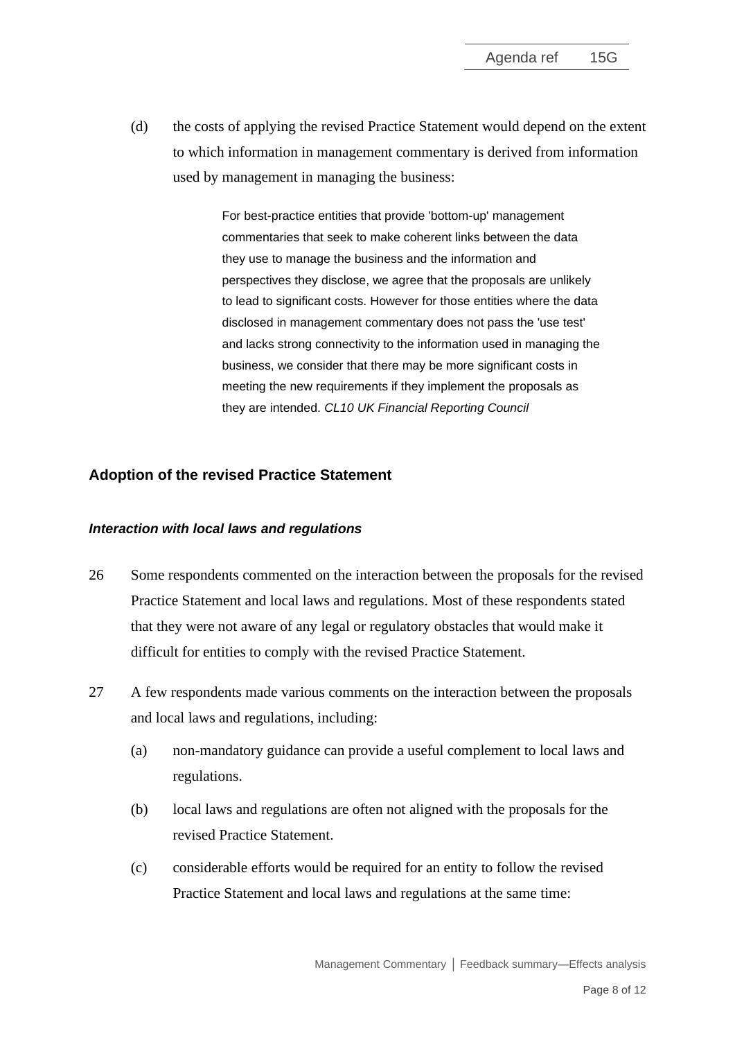(d) the costs of applying the revised Practice Statement would depend on the extent to which information in management commentary is derived from information used by management in managing the business:

> For best-practice entities that provide 'bottom-up' management commentaries that seek to make coherent links between the data they use to manage the business and the information and perspectives they disclose, we agree that the proposals are unlikely to lead to significant costs. However for those entities where the data disclosed in management commentary does not pass the 'use test' and lacks strong connectivity to the information used in managing the business, we consider that there may be more significant costs in meeting the new requirements if they implement the proposals as they are intended. *CL10 UK Financial Reporting Council*

## Adoption of the revised Practice Statement

### *Interaction with local laws and regulations*

26 Some respondents commented on the interaction between the proposals for the revised Practice Statement and local laws and regulations. Most of these respondents stated that they were not aware of any legal or regulatory obstacles that would make it difficult for entities to comply with the revised Practice Statement.

27 A few respondents made various comments on the interaction between the proposals and local laws and regulations, including:

(a) non-mandatory guidance can provide a useful complement to local laws and regulations.

(b) local laws and regulations are often not aligned with the proposals for the revised Practice Statement.

(c) considerable efforts would be required for an entity to follow the revised Practice Statement and local laws and regulations at the same time: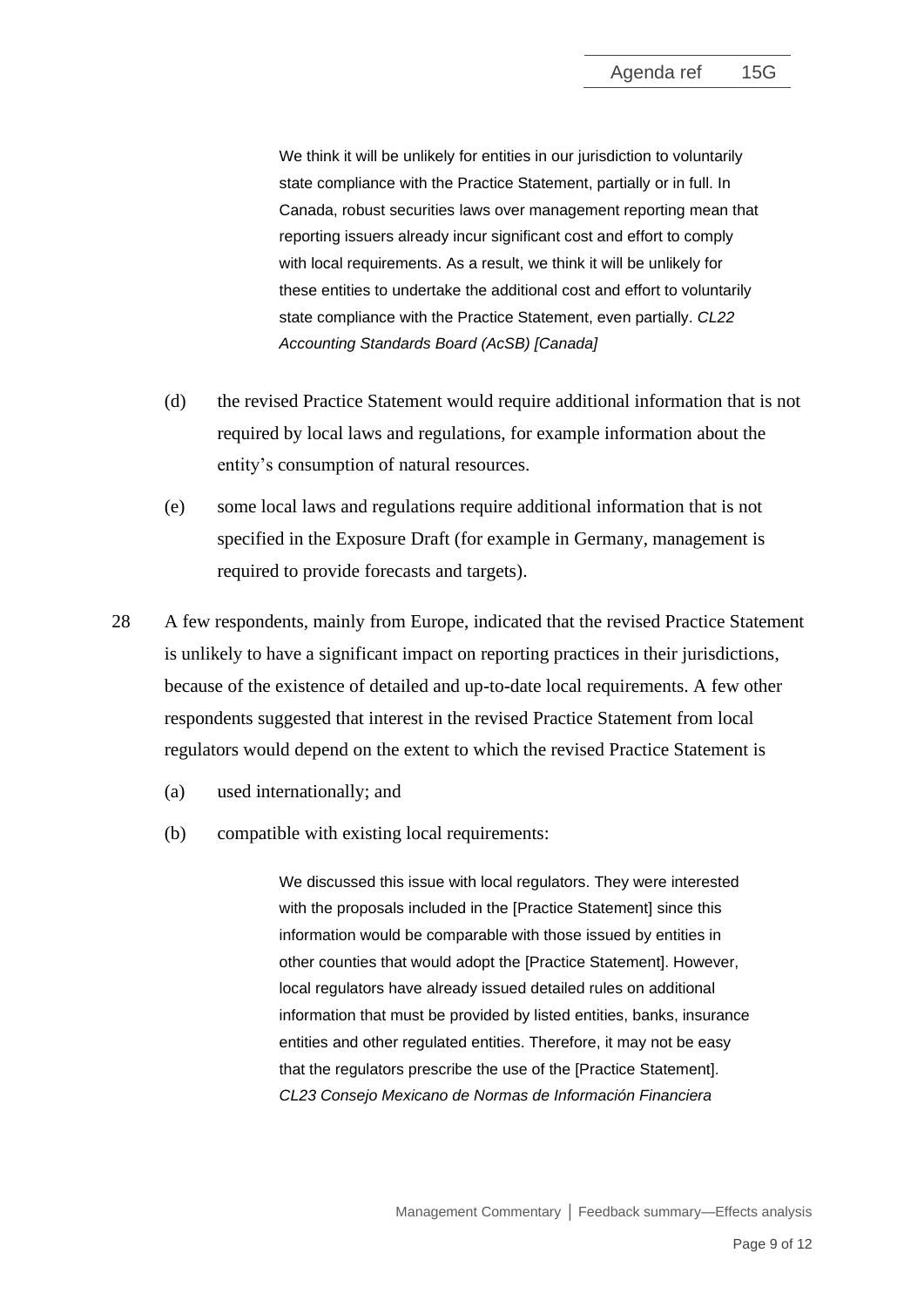> We think it will be unlikely for entities in our jurisdiction to voluntarily state compliance with the Practice Statement, partially or in full. In Canada, robust securities laws over management reporting mean that reporting issuers already incur significant cost and effort to comply with local requirements. As a result, we think it will be unlikely for these entities to undertake the additional cost and effort to voluntarily state compliance with the Practice Statement, even partially. *CL22 Accounting Standards Board (AcSB) [Canada]*

(d) the revised Practice Statement would require additional information that is not required by local laws and regulations, for example information about the entity's consumption of natural resources.

(e) some local laws and regulations require additional information that is not specified in the Exposure Draft (for example in Germany, management is required to provide forecasts and targets).

28 A few respondents, mainly from Europe, indicated that the revised Practice Statement is unlikely to have a significant impact on reporting practices in their jurisdictions, because of the existence of detailed and up-to-date local requirements. A few other respondents suggested that interest in the revised Practice Statement from local regulators would depend on the extent to which the revised Practice Statement is

(a) used internationally; and

(b) compatible with existing local requirements:

> We discussed this issue with local regulators. They were interested with the proposals included in the [Practice Statement] since this information would be comparable with those issued by entities in other counties that would adopt the [Practice Statement]. However, local regulators have already issued detailed rules on additional information that must be provided by listed entities, banks, insurance entities and other regulated entities. Therefore, it may not be easy that the regulators prescribe the use of the [Practice Statement]. *CL23 Consejo Mexicano de Normas de Información Financiera*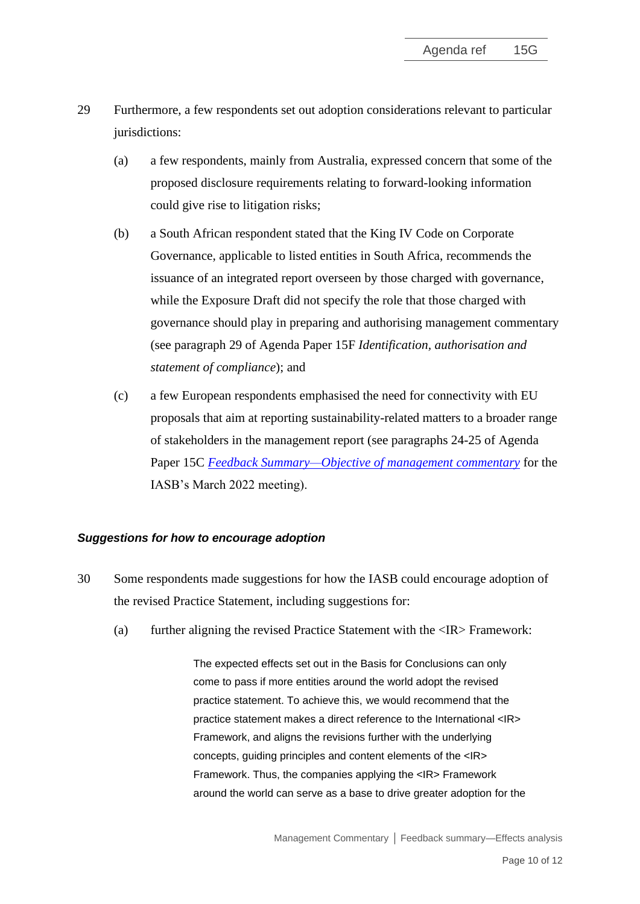29 Furthermore, a few respondents set out adoption considerations relevant to particular jurisdictions:

(a) a few respondents, mainly from Australia, expressed concern that some of the proposed disclosure requirements relating to forward-looking information could give rise to litigation risks;

(b) a South African respondent stated that the King IV Code on Corporate Governance, applicable to listed entities in South Africa, recommends the issuance of an integrated report overseen by those charged with governance, while the Exposure Draft did not specify the role that those charged with governance should play in preparing and authorising management commentary (see paragraph 29 of Agenda Paper 15F *Identification, authorisation and statement of compliance*); and

(c) a few European respondents emphasised the need for connectivity with EU proposals that aim at reporting sustainability-related matters to a broader range of stakeholders in the management report (see paragraphs 24-25 of Agenda Paper 15C *Feedback Summary—Objective of management commentary* for the IASB's March 2022 meeting).

### *Suggestions for how to encourage adoption*

30 Some respondents made suggestions for how the IASB could encourage adoption of the revised Practice Statement, including suggestions for:

(a) further aligning the revised Practice Statement with the <IR> Framework:

> The expected effects set out in the Basis for Conclusions can only come to pass if more entities around the world adopt the revised practice statement. To achieve this, we would recommend that the practice statement makes a direct reference to the International <IR> Framework, and aligns the revisions further with the underlying concepts, guiding principles and content elements of the <IR> Framework. Thus, the companies applying the <IR> Framework around the world can serve as a base to drive greater adoption for the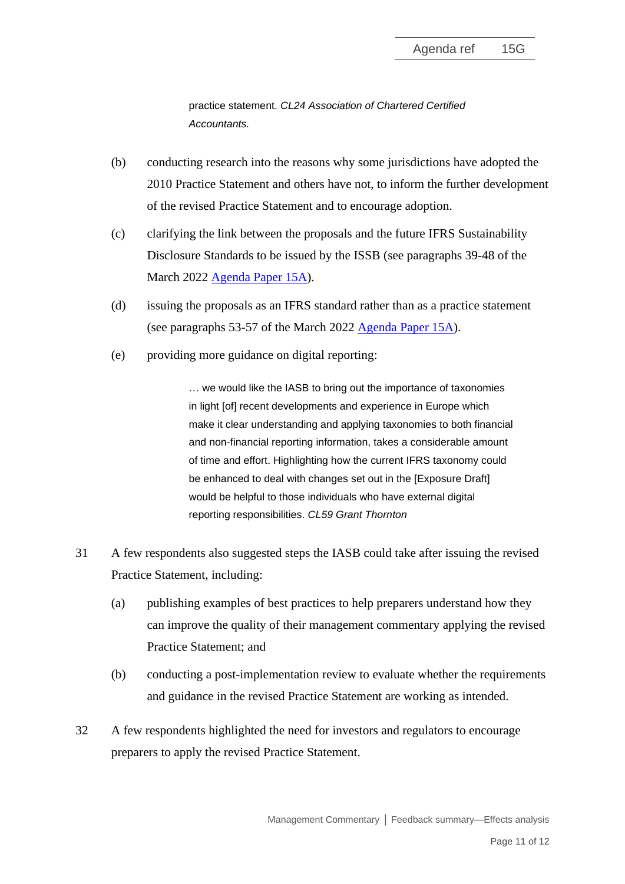> practice statement. *CL24 Association of Chartered Certified Accountants.*

(b) conducting research into the reasons why some jurisdictions have adopted the 2010 Practice Statement and others have not, to inform the further development of the revised Practice Statement and to encourage adoption.

(c) clarifying the link between the proposals and the future IFRS Sustainability Disclosure Standards to be issued by the ISSB (see paragraphs 39-48 of the March 2022 Agenda Paper 15A).

(d) issuing the proposals as an IFRS standard rather than as a practice statement (see paragraphs 53-57 of the March 2022 Agenda Paper 15A).

(e) providing more guidance on digital reporting:

> … we would like the IASB to bring out the importance of taxonomies in light [of] recent developments and experience in Europe which make it clear understanding and applying taxonomies to both financial and non-financial reporting information, takes a considerable amount of time and effort. Highlighting how the current IFRS taxonomy could be enhanced to deal with changes set out in the [Exposure Draft] would be helpful to those individuals who have external digital reporting responsibilities. *CL59 Grant Thornton*

31 A few respondents also suggested steps the IASB could take after issuing the revised Practice Statement, including:

(a) publishing examples of best practices to help preparers understand how they can improve the quality of their management commentary applying the revised Practice Statement; and

(b) conducting a post-implementation review to evaluate whether the requirements and guidance in the revised Practice Statement are working as intended.

32 A few respondents highlighted the need for investors and regulators to encourage preparers to apply the revised Practice Statement.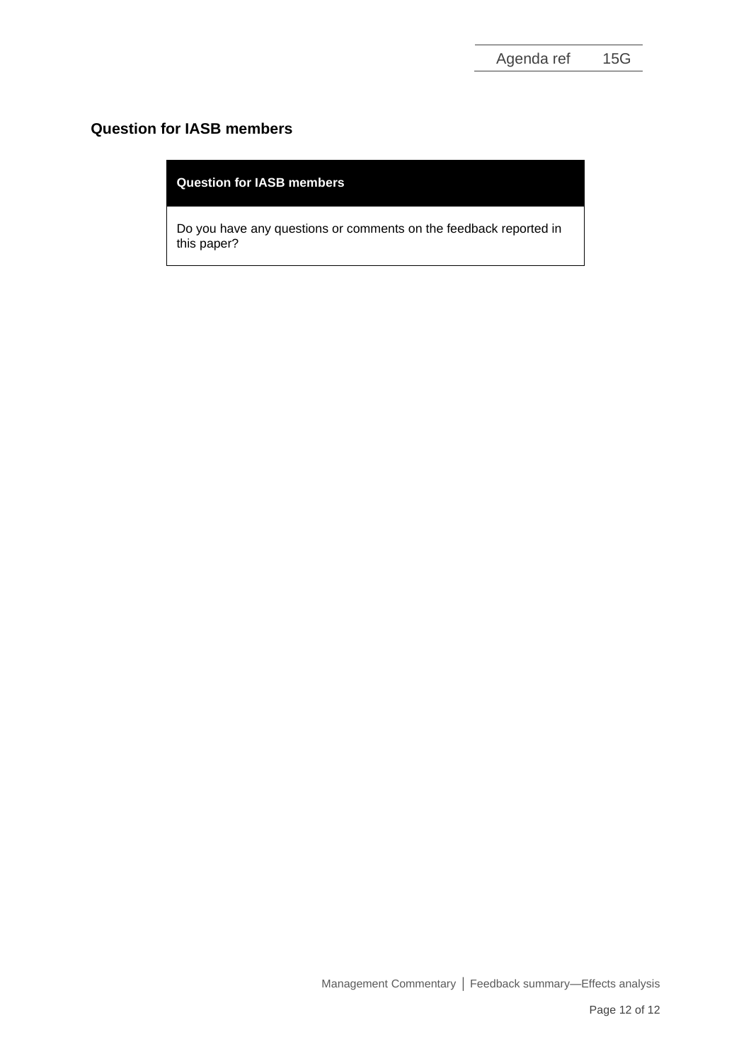## Question for IASB members

| **Question for IASB members** |
| --- |
| Do you have any questions or comments on the feedback reported in this paper? |